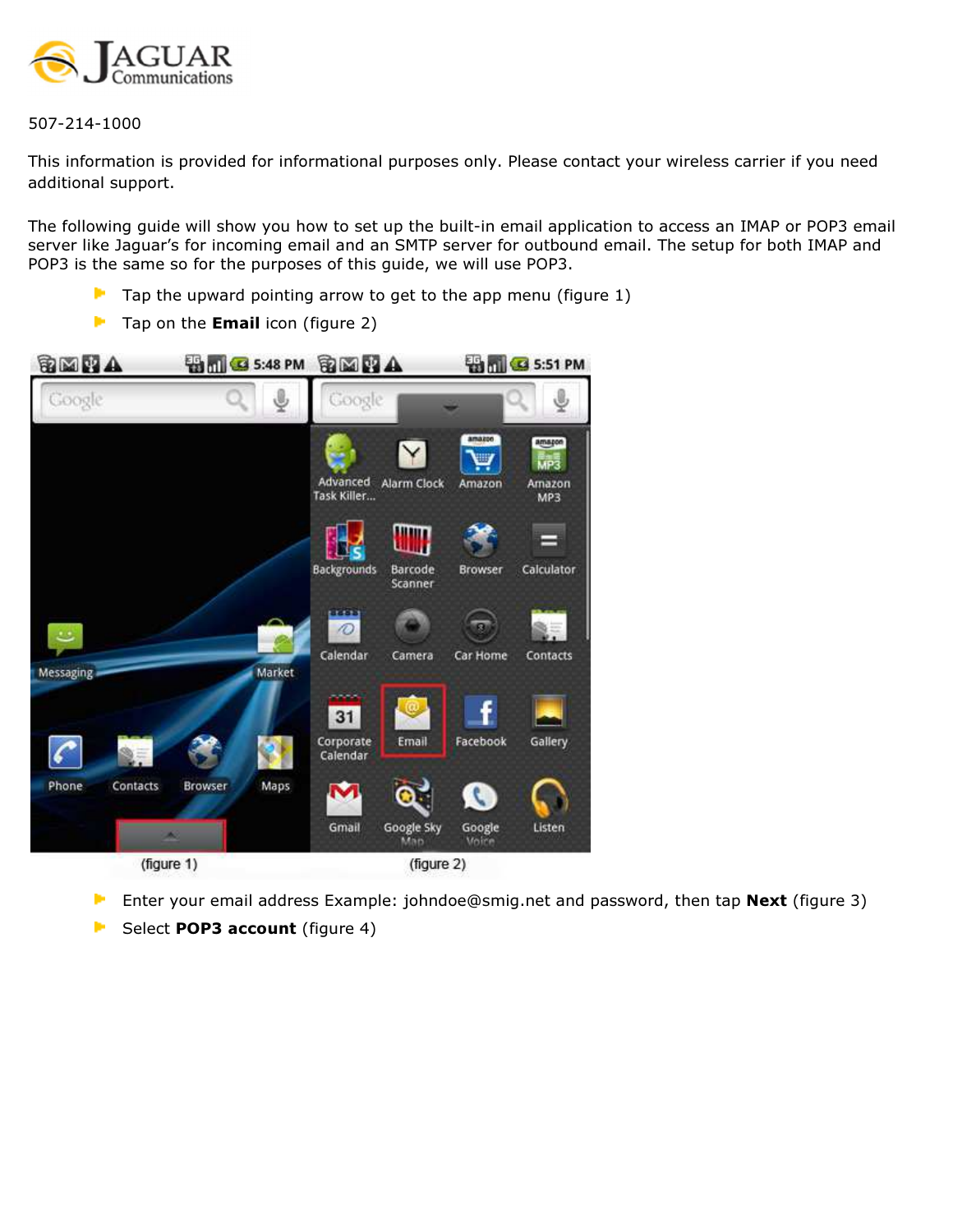507-214-1000

This information is provided for informational purposes only. Please contact your wireless carrier if you need additional support.

The following guide will show you how to set up the built-in email application to access an IMAP or POP3 email server like Jaguar's for incoming email and an SMTP server for outbound email. The setup for both IMAP and POP3 is the same so for the purposes of this guide, we will use POP3.

- Tap the upward pointing arrow to get to the app menu (figure 1)
- Tap on the **Email** icon (figure 2)

(figure 1) (figure 2)

- Enter your email address Example: johndoe@smig.net and password, then tap **Next** (figure 3)
- Select **POP3 account** (figure 4)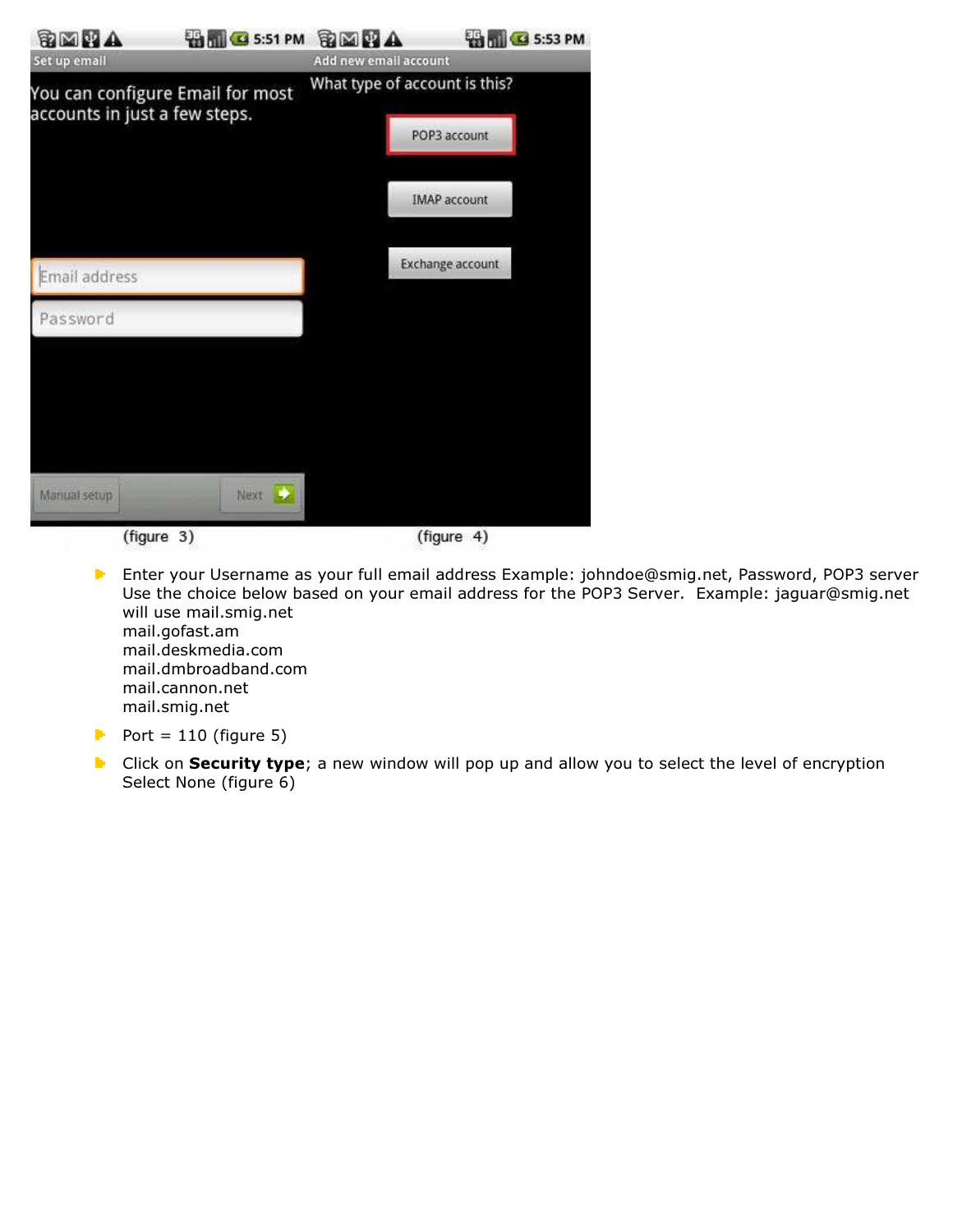(figure 3) (figure 4)

- Enter your Username as your full email address Example: johndoe@smig.net, Password, POP3 server Use the choice below based on your email address for the POP3 Server. Example: jaguar@smig.net will use mail.smig.net
  mail.gofast.am
  mail.deskmedia.com
  mail.dmbroadband.com
  mail.cannon.net
  mail.smig.net
- Port = 110 (figure 5)
- Click on **Security type**; a new window will pop up and allow you to select the level of encryption Select None (figure 6)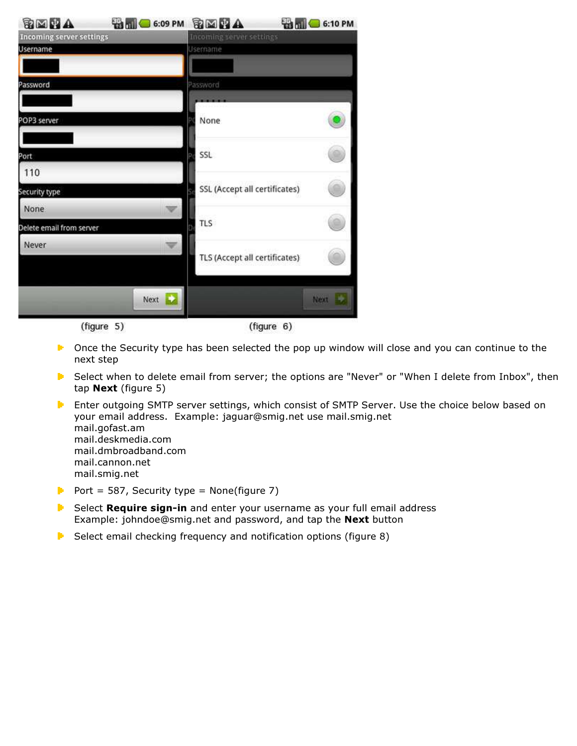(figure 5) (figure 6)

- Once the Security type has been selected the pop up window will close and you can continue to the next step
- Select when to delete email from server; the options are "Never" or "When I delete from Inbox", then tap **Next** (figure 5)
- Enter outgoing SMTP server settings, which consist of SMTP Server. Use the choice below based on your email address. Example: jaguar@smig.net use mail.smig.net
  mail.gofast.am
  mail.deskmedia.com
  mail.dmbroadband.com
  mail.cannon.net
  mail.smig.net
- Port = 587, Security type = None(figure 7)
- Select **Require sign-in** and enter your username as your full email address
  Example: johndoe@smig.net and password, and tap the **Next** button
- Select email checking frequency and notification options (figure 8)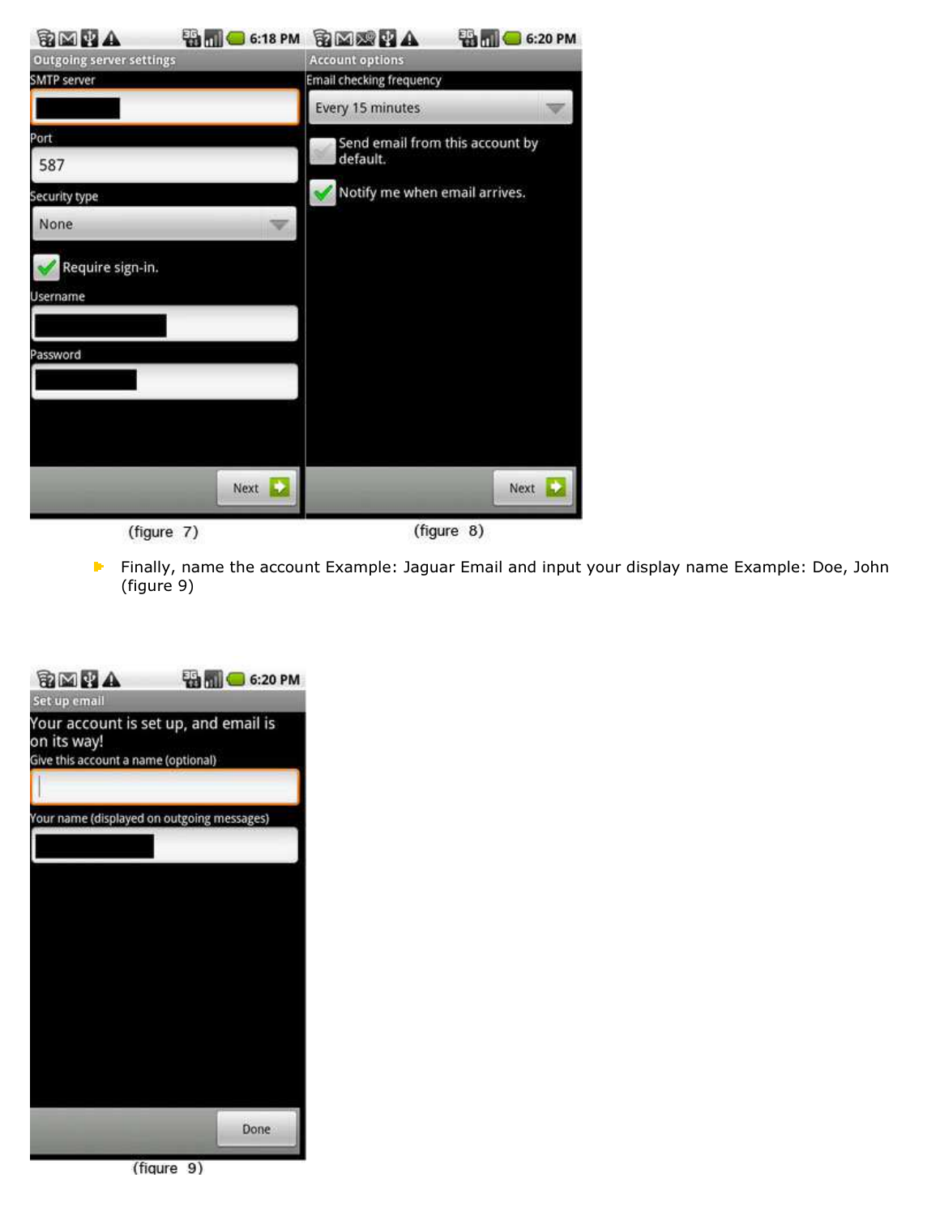(figure 7)

(figure 8)

- Finally, name the account Example: Jaguar Email and input your display name Example: Doe, John (figure 9)

(figure 9)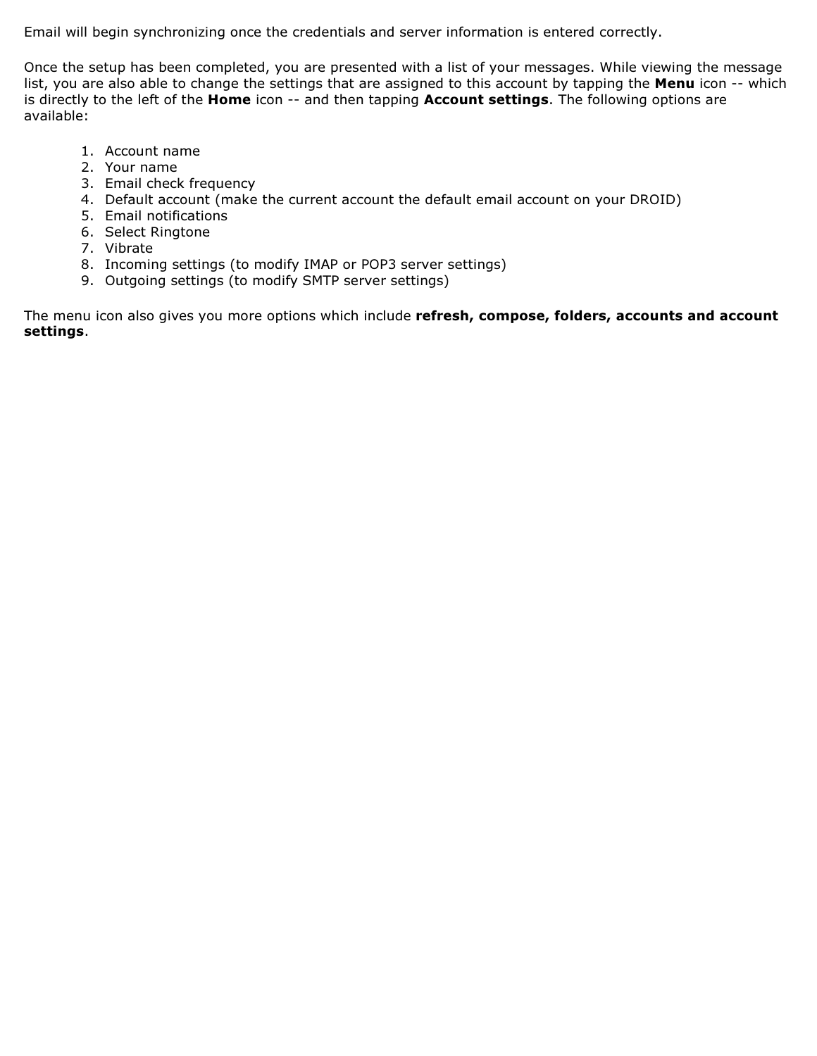Email will begin synchronizing once the credentials and server information is entered correctly.

Once the setup has been completed, you are presented with a list of your messages. While viewing the message list, you are also able to change the settings that are assigned to this account by tapping the **Menu** icon -- which is directly to the left of the **Home** icon -- and then tapping **Account settings**. The following options are available:

1. Account name
2. Your name
3. Email check frequency
4. Default account (make the current account the default email account on your DROID)
5. Email notifications
6. Select Ringtone
7. Vibrate
8. Incoming settings (to modify IMAP or POP3 server settings)
9. Outgoing settings (to modify SMTP server settings)

The menu icon also gives you more options which include **refresh, compose, folders, accounts and account settings**.